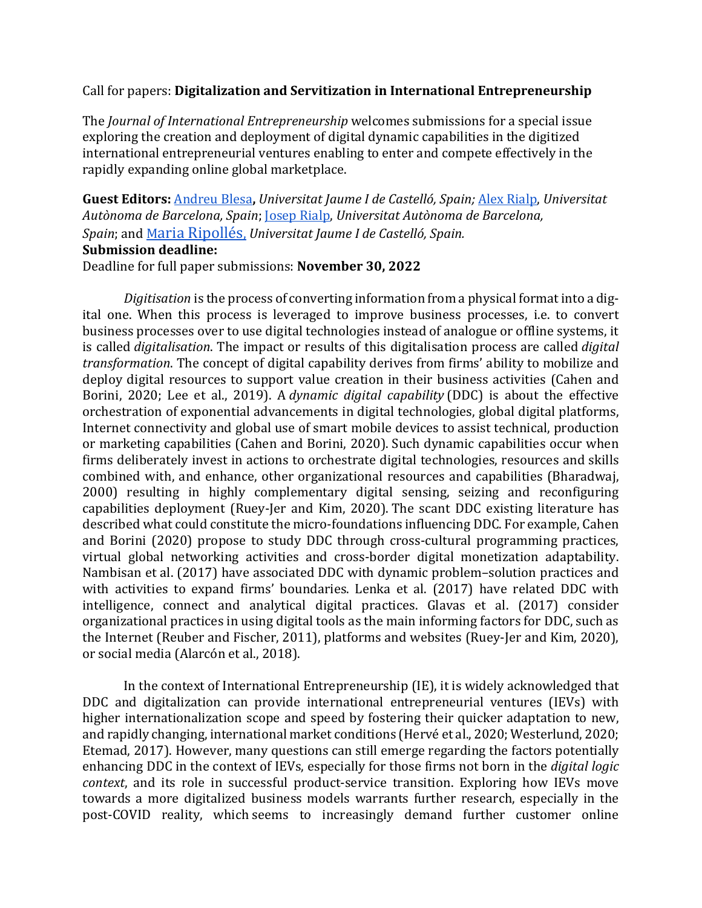Call for papers: **Digitalization and Servitization in International Entrepreneurship**

The *Journal of International Entrepreneurship* welcomes submissions for a special issue exploring the creation and deployment of digital dynamic capabilities in the digitized international entrepreneurial ventures enabling to enter and compete effectively in the rapidly expanding online global marketplace.

**Guest Editors:** Andreu Blesa**,** *Universitat Jaume I de Castelló, Spain;* Alex Rialp, *Universitat Autònoma de Barcelona, Spain*; Josep Rialp, *Universitat Autònoma de Barcelona, Spain*; and Maria Ripollés, *Universitat Jaume I de Castelló, Spain.*

**Submission deadline:**

Deadline for full paper submissions: **November 30, 2022**

*Digitisation* is the process of converting information from a physical format into a digital one. When this process is leveraged to improve business processes, i.e. to convert business processes over to use digital technologies instead of analogue or offline systems, it is called *digitalisation*. The impact or results of this digitalisation process are called *digital transformation*. The concept of digital capability derives from firms' ability to mobilize and deploy digital resources to support value creation in their business activities (Cahen and Borini, 2020; Lee et al., 2019). A *dynamic digital capability* (DDC) is about the effective orchestration of exponential advancements in digital technologies, global digital platforms, Internet connectivity and global use of smart mobile devices to assist technical, production or marketing capabilities (Cahen and Borini, 2020). Such dynamic capabilities occur when firms deliberately invest in actions to orchestrate digital technologies, resources and skills combined with, and enhance, other organizational resources and capabilities (Bharadwaj, 2000) resulting in highly complementary digital sensing, seizing and reconfiguring capabilities deployment (Ruey-Jer and Kim, 2020). The scant DDC existing literature has described what could constitute the micro-foundations influencing DDC. For example, Cahen and Borini (2020) propose to study DDC through cross-cultural programming practices, virtual global networking activities and cross-border digital monetization adaptability. Nambisan et al. (2017) have associated DDC with dynamic problem–solution practices and with activities to expand firms' boundaries. Lenka et al. (2017) have related DDC with intelligence, connect and analytical digital practices. Glavas et al. (2017) consider organizational practices in using digital tools as the main informing factors for DDC, such as the Internet (Reuber and Fischer, 2011), platforms and websites (Ruey-Jer and Kim, 2020), or social media (Alarcón et al., 2018).

In the context of International Entrepreneurship (IE), it is widely acknowledged that DDC and digitalization can provide international entrepreneurial ventures (IEVs) with higher internationalization scope and speed by fostering their quicker adaptation to new, and rapidly changing, international market conditions (Hervé et al., 2020; Westerlund, 2020; Etemad, 2017). However, many questions can still emerge regarding the factors potentially enhancing DDC in the context of IEVs, especially for those firms not born in the *digital logic context*, and its role in successful product-service transition. Exploring how IEVs move towards a more digitalized business models warrants further research, especially in the post-COVID reality, which seems to increasingly demand further customer online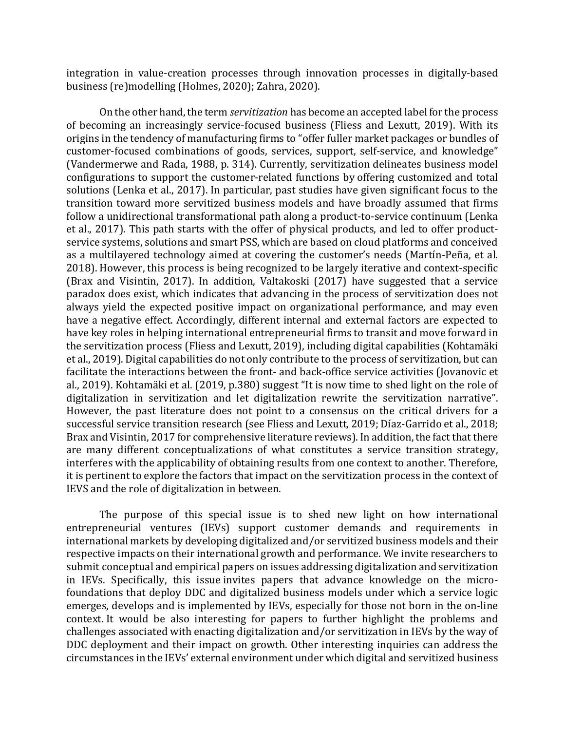integration in value-creation processes through innovation processes in digitally-based business (re)modelling (Holmes, 2020); Zahra, 2020).

On the other hand, the term *servitization* has become an accepted label for the process of becoming an increasingly service-focused business (Fliess and Lexutt, 2019). With its origins in the tendency of manufacturing firms to "offer fuller market packages or bundles of customer-focused combinations of goods, services, support, self-service, and knowledge" (Vandermerwe and Rada, 1988, p. 314). Currently, servitization delineates business model configurations to support the customer-related functions by offering customized and total solutions (Lenka et al., 2017). In particular, past studies have given significant focus to the transition toward more servitized business models and have broadly assumed that firms follow a unidirectional transformational path along a product-to-service continuum (Lenka et al., 2017). This path starts with the offer of physical products, and led to offer product-service systems, solutions and smart PSS, which are based on cloud platforms and conceived as a multilayered technology aimed at covering the customer's needs (Martín-Peña, et al. 2018). However, this process is being recognized to be largely iterative and context-specific (Brax and Visintin, 2017). In addition, Valtakoski (2017) have suggested that a service paradox does exist, which indicates that advancing in the process of servitization does not always yield the expected positive impact on organizational performance, and may even have a negative effect. Accordingly, different internal and external factors are expected to have key roles in helping international entrepreneurial firms to transit and move forward in the servitization process (Fliess and Lexutt, 2019), including digital capabilities (Kohtamäki et al., 2019). Digital capabilities do not only contribute to the process of servitization, but can facilitate the interactions between the front- and back-office service activities (Jovanovic et al., 2019). Kohtamäki et al. (2019, p.380) suggest "It is now time to shed light on the role of digitalization in servitization and let digitalization rewrite the servitization narrative". However, the past literature does not point to a consensus on the critical drivers for a successful service transition research (see Fliess and Lexutt, 2019; Díaz-Garrido et al., 2018; Brax and Visintin, 2017 for comprehensive literature reviews). In addition, the fact that there are many different conceptualizations of what constitutes a service transition strategy, interferes with the applicability of obtaining results from one context to another. Therefore, it is pertinent to explore the factors that impact on the servitization process in the context of IEVS and the role of digitalization in between.

The purpose of this special issue is to shed new light on how international entrepreneurial ventures (IEVs) support customer demands and requirements in international markets by developing digitalized and/or servitized business models and their respective impacts on their international growth and performance. We invite researchers to submit conceptual and empirical papers on issues addressing digitalization and servitization in IEVs. Specifically, this issue invites papers that advance knowledge on the micro-foundations that deploy DDC and digitalized business models under which a service logic emerges, develops and is implemented by IEVs, especially for those not born in the on-line context. It would be also interesting for papers to further highlight the problems and challenges associated with enacting digitalization and/or servitization in IEVs by the way of DDC deployment and their impact on growth. Other interesting inquiries can address the circumstances in the IEVs' external environment under which digital and servitized business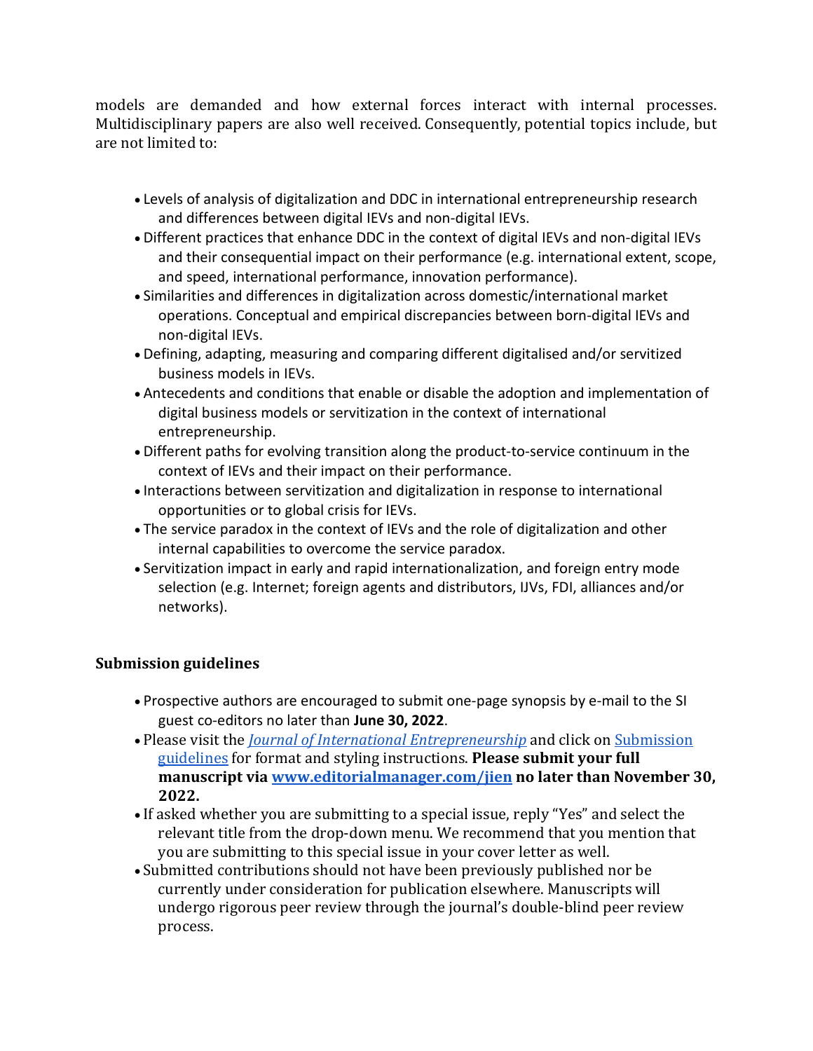models are demanded and how external forces interact with internal processes. Multidisciplinary papers are also well received. Consequently, potential topics include, but are not limited to:

- Levels of analysis of digitalization and DDC in international entrepreneurship research and differences between digital IEVs and non-digital IEVs.
- Different practices that enhance DDC in the context of digital IEVs and non-digital IEVs and their consequential impact on their performance (e.g. international extent, scope, and speed, international performance, innovation performance).
- Similarities and differences in digitalization across domestic/international market operations. Conceptual and empirical discrepancies between born-digital IEVs and non-digital IEVs.
- Defining, adapting, measuring and comparing different digitalised and/or servitized business models in IEVs.
- Antecedents and conditions that enable or disable the adoption and implementation of digital business models or servitization in the context of international entrepreneurship.
- Different paths for evolving transition along the product-to-service continuum in the context of IEVs and their impact on their performance.
- Interactions between servitization and digitalization in response to international opportunities or to global crisis for IEVs.
- The service paradox in the context of IEVs and the role of digitalization and other internal capabilities to overcome the service paradox.
- Servitization impact in early and rapid internationalization, and foreign entry mode selection (e.g. Internet; foreign agents and distributors, IJVs, FDI, alliances and/or networks).

## Submission guidelines

- Prospective authors are encouraged to submit one-page synopsis by e-mail to the SI guest co-editors no later than **June 30, 2022**.
- Please visit the *Journal of International Entrepreneurship* and click on Submission guidelines for format and styling instructions. **Please submit your full manuscript via www.editorialmanager.com/jien no later than November 30, 2022.**
- If asked whether you are submitting to a special issue, reply "Yes" and select the relevant title from the drop-down menu. We recommend that you mention that you are submitting to this special issue in your cover letter as well.
- Submitted contributions should not have been previously published nor be currently under consideration for publication elsewhere. Manuscripts will undergo rigorous peer review through the journal's double-blind peer review process.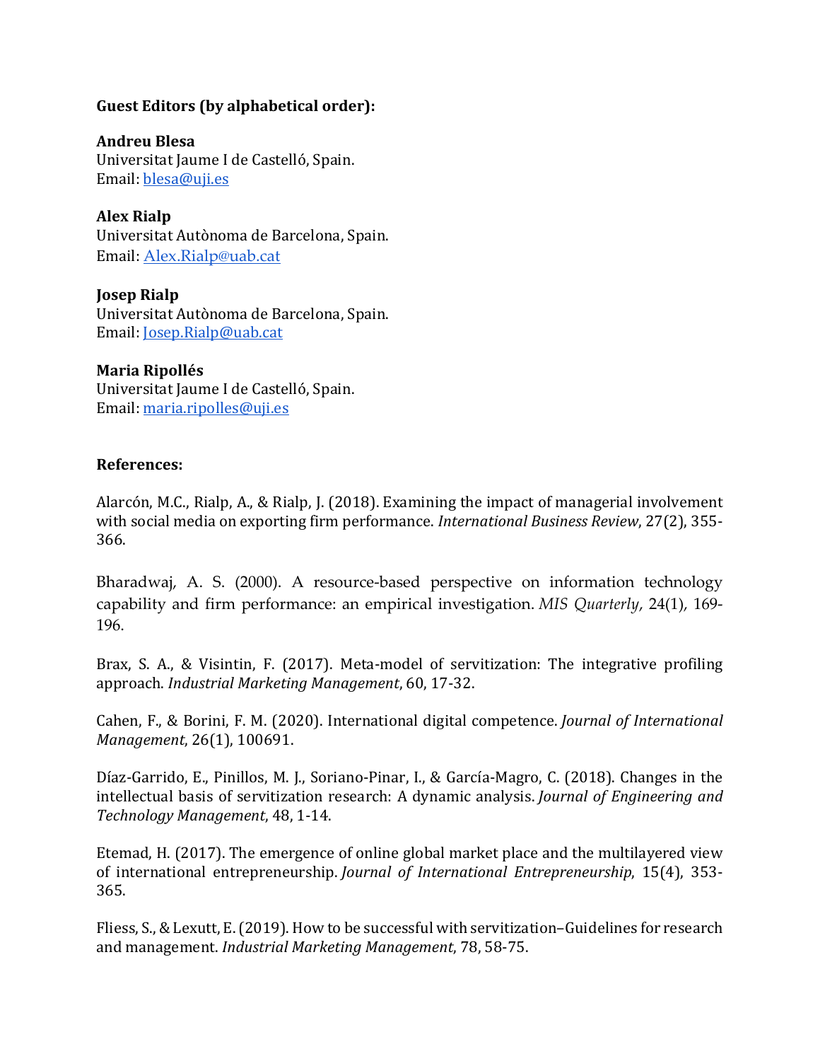**Guest Editors (by alphabetical order):**

**Andreu Blesa**
Universitat Jaume I de Castelló, Spain.
Email: blesa@uji.es

**Alex Rialp**
Universitat Autònoma de Barcelona, Spain.
Email: Alex.Rialp@uab.cat

**Josep Rialp**
Universitat Autònoma de Barcelona, Spain.
Email: Josep.Rialp@uab.cat

**Maria Ripollés**
Universitat Jaume I de Castelló, Spain.
Email: maria.ripolles@uji.es

**References:**

Alarcón, M.C., Rialp, A., & Rialp, J. (2018). Examining the impact of managerial involvement with social media on exporting firm performance. *International Business Review*, 27(2), 355-366.

Bharadwaj, A. S. (2000). A resource-based perspective on information technology capability and firm performance: an empirical investigation. *MIS Quarterly,* 24(1), 169-196.

Brax, S. A., & Visintin, F. (2017). Meta-model of servitization: The integrative profiling approach. *Industrial Marketing Management*, 60, 17-32.

Cahen, F., & Borini, F. M. (2020). International digital competence. *Journal of International Management*, 26(1), 100691.

Díaz-Garrido, E., Pinillos, M. J., Soriano-Pinar, I., & García-Magro, C. (2018). Changes in the intellectual basis of servitization research: A dynamic analysis. *Journal of Engineering and Technology Management*, 48, 1-14.

Etemad, H. (2017). The emergence of online global market place and the multilayered view of international entrepreneurship. *Journal of International Entrepreneurship*, 15(4), 353-365.

Fliess, S., & Lexutt, E. (2019). How to be successful with servitization–Guidelines for research and management. *Industrial Marketing Management*, 78, 58-75.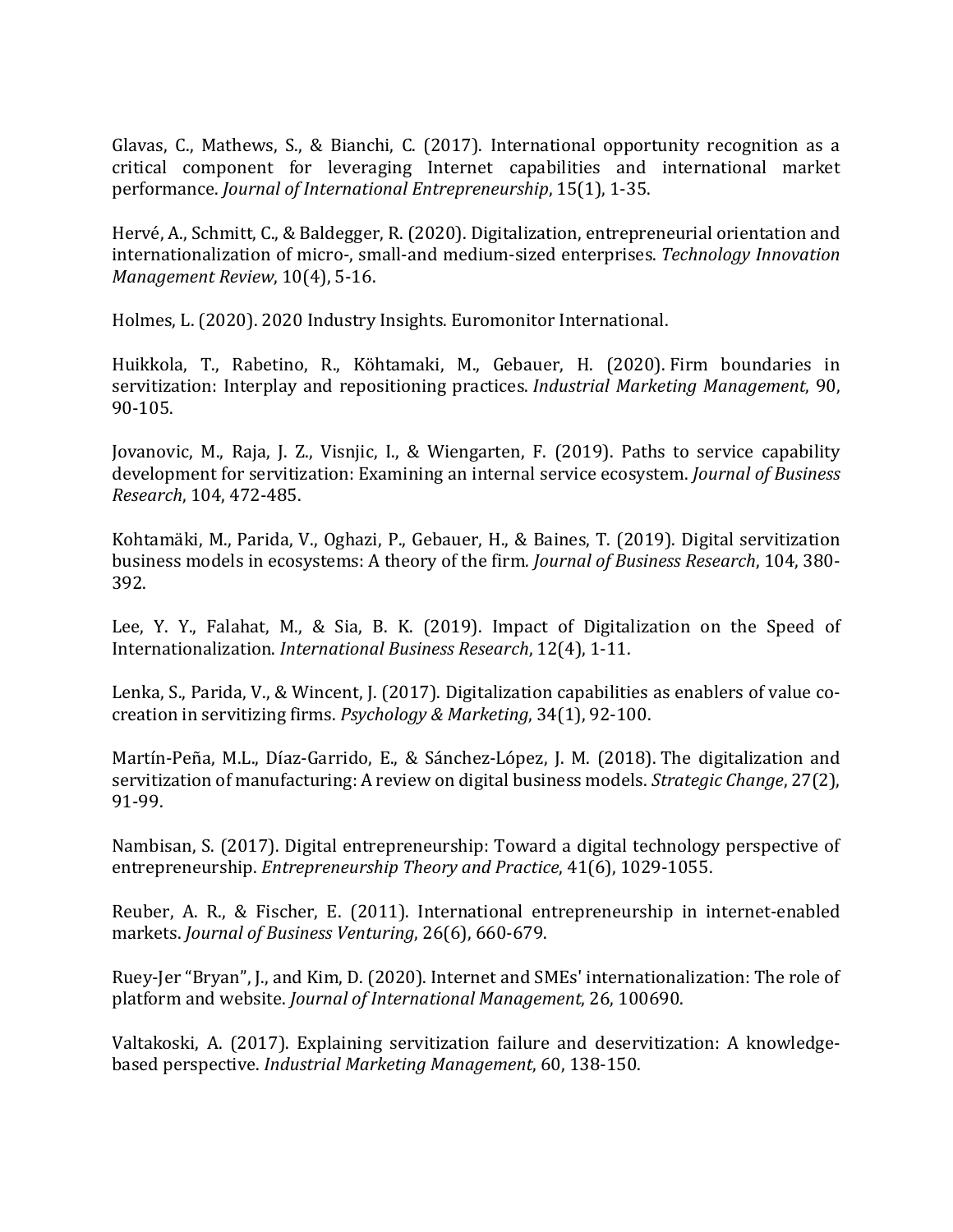Glavas, C., Mathews, S., & Bianchi, C. (2017). International opportunity recognition as a critical component for leveraging Internet capabilities and international market performance. *Journal of International Entrepreneurship*, 15(1), 1-35.

Hervé, A., Schmitt, C., & Baldegger, R. (2020). Digitalization, entrepreneurial orientation and internationalization of micro-, small-and medium-sized enterprises. *Technology Innovation Management Review*, 10(4), 5-16.

Holmes, L. (2020). 2020 Industry Insights. Euromonitor International.

Huikkola, T., Rabetino, R., Köhtamaki, M., Gebauer, H. (2020). Firm boundaries in servitization: Interplay and repositioning practices. *Industrial Marketing Management*, 90, 90-105.

Jovanovic, M., Raja, J. Z., Visnjic, I., & Wiengarten, F. (2019). Paths to service capability development for servitization: Examining an internal service ecosystem. *Journal of Business Research*, 104, 472-485.

Kohtamäki, M., Parida, V., Oghazi, P., Gebauer, H., & Baines, T. (2019). Digital servitization business models in ecosystems: A theory of the firm*. Journal of Business Research*, 104, 380-392.

Lee, Y. Y., Falahat, M., & Sia, B. K. (2019). Impact of Digitalization on the Speed of Internationalization. *International Business Research*, 12(4), 1-11.

Lenka, S., Parida, V., & Wincent, J. (2017). Digitalization capabilities as enablers of value co-creation in servitizing firms. *Psychology & Marketing*, 34(1), 92-100.

Martín-Peña, M.L., Díaz-Garrido, E., & Sánchez-López, J. M. (2018). The digitalization and servitization of manufacturing: A review on digital business models. *Strategic Change*, 27(2), 91-99.

Nambisan, S. (2017). Digital entrepreneurship: Toward a digital technology perspective of entrepreneurship. *Entrepreneurship Theory and Practice*, 41(6), 1029-1055.

Reuber, A. R., & Fischer, E. (2011). International entrepreneurship in internet-enabled markets. *Journal of Business Venturing*, 26(6), 660-679.

Ruey-Jer "Bryan", J., and Kim, D. (2020). Internet and SMEs' internationalization: The role of platform and website. *Journal of International Management*, 26, 100690.

Valtakoski, A. (2017). Explaining servitization failure and deservitization: A knowledge-based perspective. *Industrial Marketing Management*, 60, 138-150.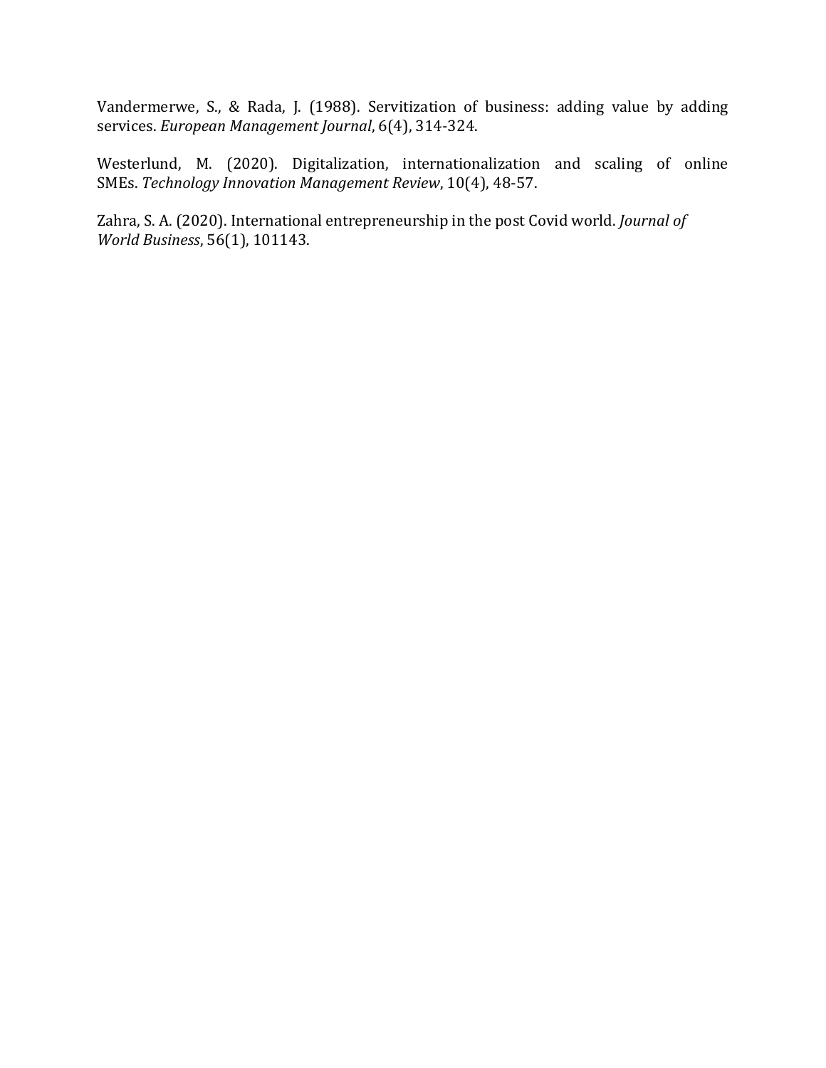Vandermerwe, S., & Rada, J. (1988). Servitization of business: adding value by adding services. *European Management Journal*, 6(4), 314-324.

Westerlund, M. (2020). Digitalization, internationalization and scaling of online SMEs. *Technology Innovation Management Review*, 10(4), 48-57.

Zahra, S. A. (2020). International entrepreneurship in the post Covid world. *Journal of World Business*, 56(1), 101143.